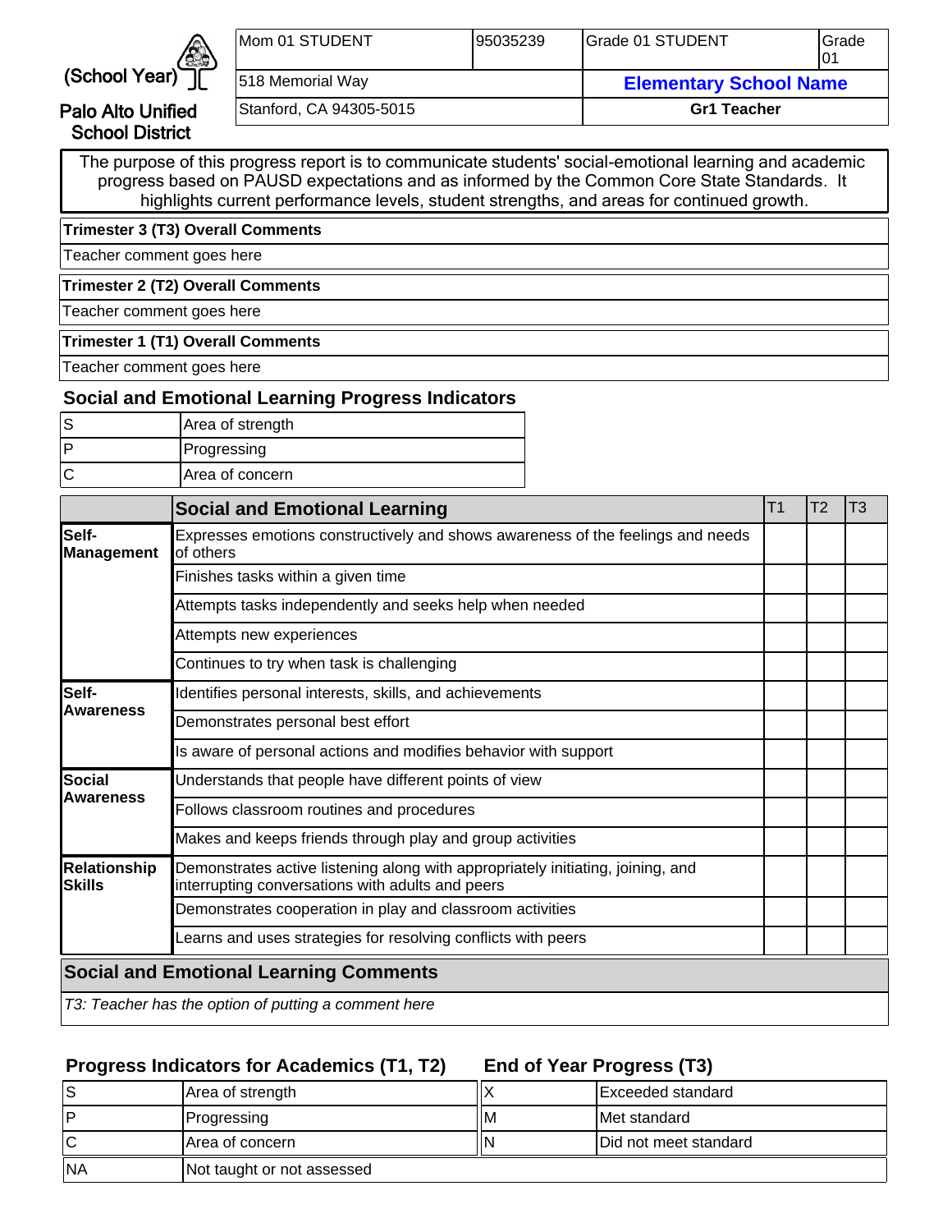(School Year)

Palo Alto Unified School District

| Mom 01 STUDENT | 95035239 | Grade 01 STUDENT | Grade 01 |
|---|---|---|---|
| 518 Memorial Way | | **Elementary School Name** | |
| Stanford, CA 94305-5015 | | **Gr1 Teacher** | |

The purpose of this progress report is to communicate students' social-emotional learning and academic progress based on PAUSD expectations and as informed by the Common Core State Standards. It highlights current performance levels, student strengths, and areas for continued growth.

**Trimester 3 (T3) Overall Comments**

Teacher comment goes here

**Trimester 2 (T2) Overall Comments**

Teacher comment goes here

**Trimester 1 (T1) Overall Comments**

Teacher comment goes here

### Social and Emotional Learning Progress Indicators

| | |
|---|---|
| S | Area of strength |
| P | Progressing |
| C | Area of concern |

| | **Social and Emotional Learning** | T1 | T2 | T3 |
|---|---|---|---|---|
| **Self-Management** | Expresses emotions constructively and shows awareness of the feelings and needs of others | | | |
| | Finishes tasks within a given time | | | |
| | Attempts tasks independently and seeks help when needed | | | |
| | Attempts new experiences | | | |
| | Continues to try when task is challenging | | | |
| **Self-Awareness** | Identifies personal interests, skills, and achievements | | | |
| | Demonstrates personal best effort | | | |
| | Is aware of personal actions and modifies behavior with support | | | |
| **Social Awareness** | Understands that people have different points of view | | | |
| | Follows classroom routines and procedures | | | |
| | Makes and keeps friends through play and group activities | | | |
| **Relationship Skills** | Demonstrates active listening along with appropriately initiating, joining, and interrupting conversations with adults and peers | | | |
| | Demonstrates cooperation in play and classroom activities | | | |
| | Learns and uses strategies for resolving conflicts with peers | | | |

### Social and Emotional Learning Comments

*T3: Teacher has the option of putting a comment here*

### Progress Indicators for Academics (T1, T2)

| | |
|---|---|
| S | Area of strength |
| P | Progressing |
| C | Area of concern |
| NA | Not taught or not assessed |

### End of Year Progress (T3)

| | |
|---|---|
| X | Exceeded standard |
| M | Met standard |
| N | Did not meet standard |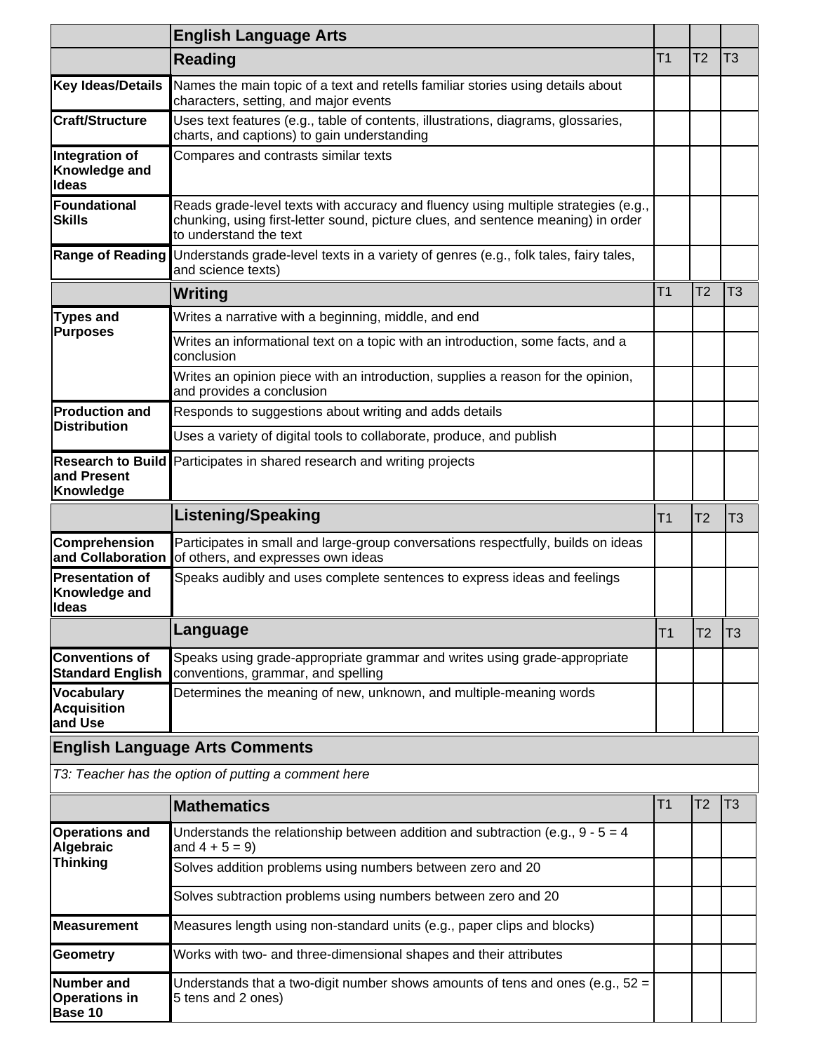| | English Language Arts | | | |
|---|---|---|---|---|
| | **Reading** | T1 | T2 | T3 |
| **Key Ideas/Details** | Names the main topic of a text and retells familiar stories using details about characters, setting, and major events | | | |
| **Craft/Structure** | Uses text features (e.g., table of contents, illustrations, diagrams, glossaries, charts, and captions) to gain understanding | | | |
| **Integration of Knowledge and Ideas** | Compares and contrasts similar texts | | | |
| **Foundational Skills** | Reads grade-level texts with accuracy and fluency using multiple strategies (e.g., chunking, using first-letter sound, picture clues, and sentence meaning) in order to understand the text | | | |
| **Range of Reading** | Understands grade-level texts in a variety of genres (e.g., folk tales, fairy tales, and science texts) | | | |
| | **Writing** | T1 | T2 | T3 |
| **Types and Purposes** | Writes a narrative with a beginning, middle, and end | | | |
| | Writes an informational text on a topic with an introduction, some facts, and a conclusion | | | |
| | Writes an opinion piece with an introduction, supplies a reason for the opinion, and provides a conclusion | | | |
| **Production and Distribution** | Responds to suggestions about writing and adds details | | | |
| | Uses a variety of digital tools to collaborate, produce, and publish | | | |
| **Research to Build and Present Knowledge** | Participates in shared research and writing projects | | | |
| | **Listening/Speaking** | T1 | T2 | T3 |
| **Comprehension and Collaboration** | Participates in small and large-group conversations respectfully, builds on ideas of others, and expresses own ideas | | | |
| **Presentation of Knowledge and Ideas** | Speaks audibly and uses complete sentences to express ideas and feelings | | | |
| | **Language** | T1 | T2 | T3 |
| **Conventions of Standard English** | Speaks using grade-appropriate grammar and writes using grade-appropriate conventions, grammar, and spelling | | | |
| **Vocabulary Acquisition and Use** | Determines the meaning of new, unknown, and multiple-meaning words | | | |

**English Language Arts Comments**

*T3: Teacher has the option of putting a comment here*

| | Mathematics | T1 | T2 | T3 |
|---|---|---|---|---|
| **Operations and Algebraic Thinking** | Understands the relationship between addition and subtraction (e.g., 9 - 5 = 4 and 4 + 5 = 9) | | | |
| | Solves addition problems using numbers between zero and 20 | | | |
| | Solves subtraction problems using numbers between zero and 20 | | | |
| **Measurement** | Measures length using non-standard units (e.g., paper clips and blocks) | | | |
| **Geometry** | Works with two- and three-dimensional shapes and their attributes | | | |
| **Number and Operations in Base 10** | Understands that a two-digit number shows amounts of tens and ones (e.g., 52 = 5 tens and 2 ones) | | | |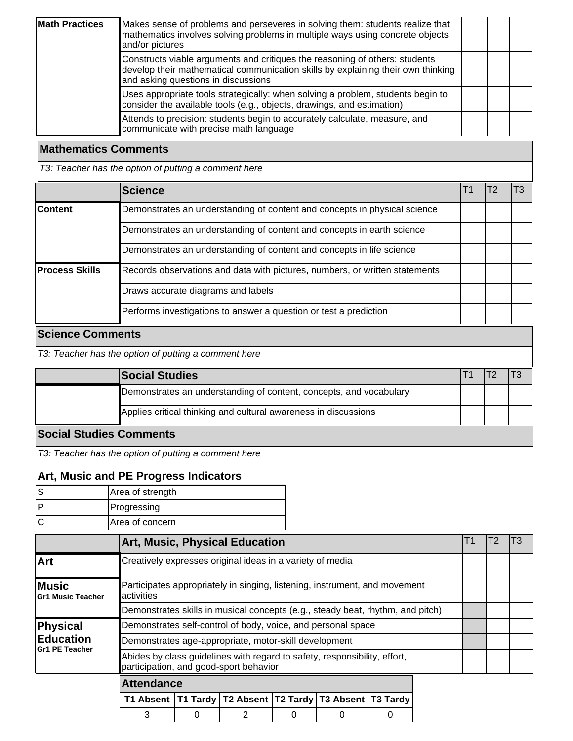| | | | | |
|---|---|---|---|---|
| **Math Practices** | Makes sense of problems and perseveres in solving them: students realize that mathematics involves solving problems in multiple ways using concrete objects and/or pictures | | | |
| | Constructs viable arguments and critiques the reasoning of others: students develop their mathematical communication skills by explaining their own thinking and asking questions in discussions | | | |
| | Uses appropriate tools strategically: when solving a problem, students begin to consider the available tools (e.g., objects, drawings, and estimation) | | | |
| | Attends to precision: students begin to accurately calculate, measure, and communicate with precise math language | | | |

**Mathematics Comments**

*T3: Teacher has the option of putting a comment here*

| | **Science** | T1 | T2 | T3 |
|---|---|---|---|---|
| **Content** | Demonstrates an understanding of content and concepts in physical science | | | |
| | Demonstrates an understanding of content and concepts in earth science | | | |
| | Demonstrates an understanding of content and concepts in life science | | | |
| **Process Skills** | Records observations and data with pictures, numbers, or written statements | | | |
| | Draws accurate diagrams and labels | | | |
| | Performs investigations to answer a question or test a prediction | | | |

**Science Comments**

*T3: Teacher has the option of putting a comment here*

| | **Social Studies** | T1 | T2 | T3 |
|---|---|---|---|---|
| | Demonstrates an understanding of content, concepts, and vocabulary | | | |
| | Applies critical thinking and cultural awareness in discussions | | | |

**Social Studies Comments**

*T3: Teacher has the option of putting a comment here*

### Art, Music and PE Progress Indicators

| | |
|---|---|
| S | Area of strength |
| P | Progressing |
| C | Area of concern |

| | **Art, Music, Physical Education** | T1 | T2 | T3 |
|---|---|---|---|---|
| **Art** | Creatively expresses original ideas in a variety of media | | | |
| **Music** Gr1 Music Teacher | Participates appropriately in singing, listening, instrument, and movement activities | | | |
| | Demonstrates skills in musical concepts (e.g., steady beat, rhythm, and pitch) | | | |
| **Physical Education** Gr1 PE Teacher | Demonstrates self-control of body, voice, and personal space | | | |
| | Demonstrates age-appropriate, motor-skill development | | | |
| | Abides by class guidelines with regard to safety, responsibility, effort, participation, and good-sport behavior | | | |

**Attendance**

| T1 Absent | T1 Tardy | T2 Absent | T2 Tardy | T3 Absent | T3 Tardy |
|---|---|---|---|---|---|
| 3 | 0 | 2 | 0 | 0 | 0 |